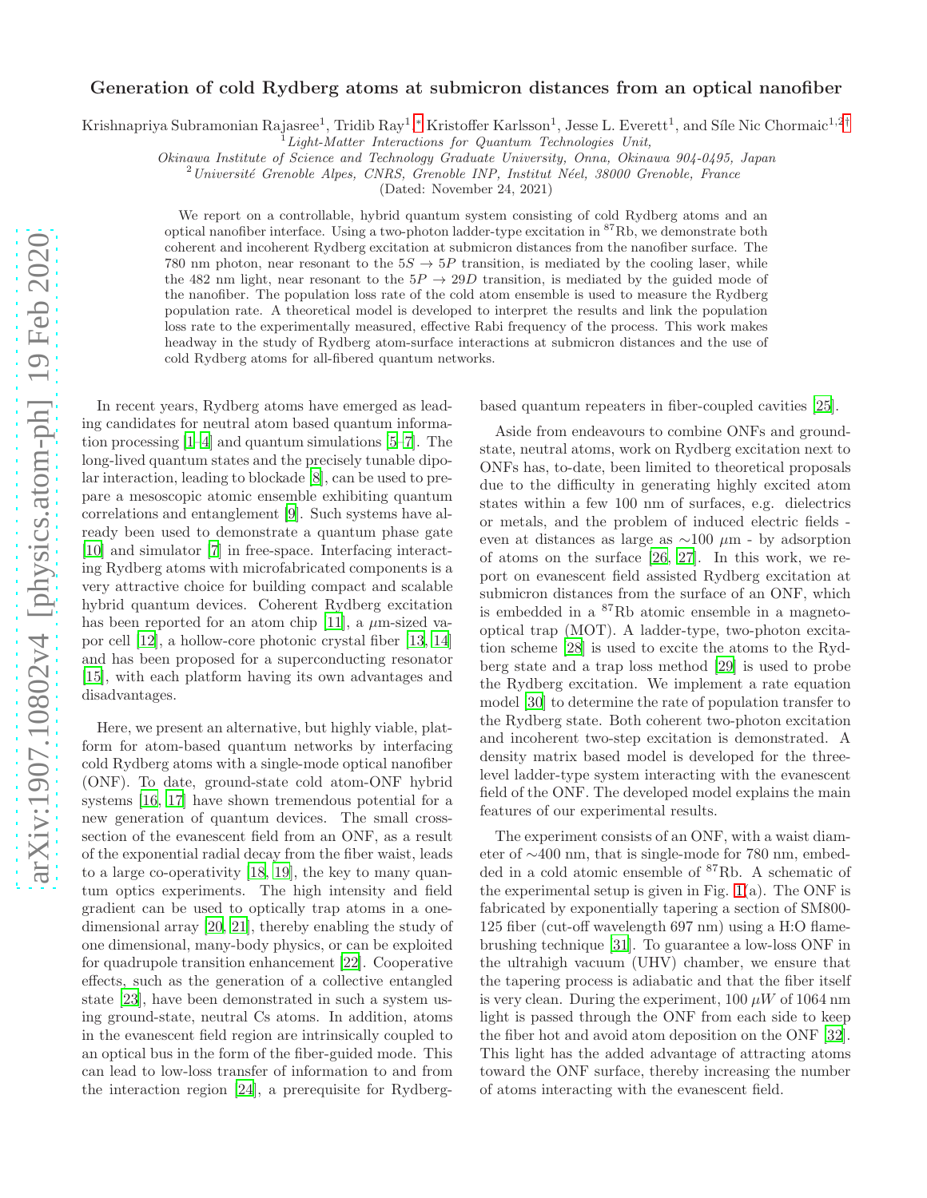# Generation of cold Rydberg atoms at submicron distances from an optical nanofiber

Krishnapriya Subramonian Rajasree[1], Tridib Ray[1],[*] Kristoffer Karlsson[1], Jesse L. Everett[1], and Síle Nic Chormaic[1,2][†]

[1] *Light-Matter Interactions for Quantum Technologies Unit, Okinawa Institute of Science and Technology Graduate University, Onna, Okinawa 904-0495, Japan*

[2] *Université Grenoble Alpes, CNRS, Grenoble INP, Institut Néel, 38000 Grenoble, France*

(Dated: November 24, 2021)

We report on a controllable, hybrid quantum system consisting of cold Rydberg atoms and an optical nanofiber interface. Using a two-photon ladder-type excitation in $^{87}$Rb, we demonstrate both coherent and incoherent Rydberg excitation at submicron distances from the nanofiber surface. The 780 nm photon, near resonant to the $5S \rightarrow 5P$ transition, is mediated by the cooling laser, while the 482 nm light, near resonant to the $5P \rightarrow 29D$ transition, is mediated by the guided mode of the nanofiber. The population loss rate of the cold atom ensemble is used to measure the Rydberg population rate. A theoretical model is developed to interpret the results and link the population loss rate to the experimentally measured, effective Rabi frequency of the process. This work makes headway in the study of Rydberg atom-surface interactions at submicron distances and the use of cold Rydberg atoms for all-fibered quantum networks.

In recent years, Rydberg atoms have emerged as leading candidates for neutral atom based quantum information processing [1–4] and quantum simulations [5–7]. The long-lived quantum states and the precisely tunable dipolar interaction, leading to blockade [8], can be used to prepare a mesoscopic atomic ensemble exhibiting quantum correlations and entanglement [9]. Such systems have already been used to demonstrate a quantum phase gate [10] and simulator [7] in free-space. Interfacing interacting Rydberg atoms with microfabricated components is a very attractive choice for building compact and scalable hybrid quantum devices. Coherent Rydberg excitation has been reported for an atom chip [11], a $\mu$m-sized vapor cell [12], a hollow-core photonic crystal fiber [13, 14] and has been proposed for a superconducting resonator [15], with each platform having its own advantages and disadvantages.

Here, we present an alternative, but highly viable, platform for atom-based quantum networks by interfacing cold Rydberg atoms with a single-mode optical nanofiber (ONF). To date, ground-state cold atom-ONF hybrid systems [16, 17] have shown tremendous potential for a new generation of quantum devices. The small cross-section of the evanescent field from an ONF, as a result of the exponential radial decay from the fiber waist, leads to a large co-operativity [18, 19], the key to many quantum optics experiments. The high intensity and field gradient can be used to optically trap atoms in a one-dimensional array [20, 21], thereby enabling the study of one dimensional, many-body physics, or can be exploited for quadrupole transition enhancement [22]. Cooperative effects, such as the generation of a collective entangled state [23], have been demonstrated in such a system using ground-state, neutral Cs atoms. In addition, atoms in the evanescent field region are intrinsically coupled to an optical bus in the form of the fiber-guided mode. This can lead to low-loss transfer of information to and from the interaction region [24], a prerequisite for Rydberg-based quantum repeaters in fiber-coupled cavities [25].

Aside from endeavours to combine ONFs and ground-state, neutral atoms, work on Rydberg excitation next to ONFs has, to-date, been limited to theoretical proposals due to the difficulty in generating highly excited atom states within a few 100 nm of surfaces, e.g. dielectrics or metals, and the problem of induced electric fields - even at distances as large as $\sim$100 $\mu$m - by adsorption of atoms on the surface [26, 27]. In this work, we report on evanescent field assisted Rydberg excitation at submicron distances from the surface of an ONF, which is embedded in a $^{87}$Rb atomic ensemble in a magneto-optical trap (MOT). A ladder-type, two-photon excitation scheme [28] is used to excite the atoms to the Rydberg state and a trap loss method [29] is used to probe the Rydberg excitation. We implement a rate equation model [30] to determine the rate of population transfer to the Rydberg state. Both coherent two-photon excitation and incoherent two-step excitation is demonstrated. A density matrix based model is developed for the three-level ladder-type system interacting with the evanescent field of the ONF. The developed model explains the main features of our experimental results.

The experiment consists of an ONF, with a waist diameter of $\sim$400 nm, that is single-mode for 780 nm, embedded in a cold atomic ensemble of $^{87}$Rb. A schematic of the experimental setup is given in Fig. 1(a). The ONF is fabricated by exponentially tapering a section of SM800-125 fiber (cut-off wavelength 697 nm) using a H:O flame-brushing technique [31]. To guarantee a low-loss ONF in the ultrahigh vacuum (UHV) chamber, we ensure that the tapering process is adiabatic and that the fiber itself is very clean. During the experiment, 100 $\mu W$ of 1064 nm light is passed through the ONF from each side to keep the fiber hot and avoid atom deposition on the ONF [32]. This light has the added advantage of attracting atoms toward the ONF surface, thereby increasing the number of atoms interacting with the evanescent field.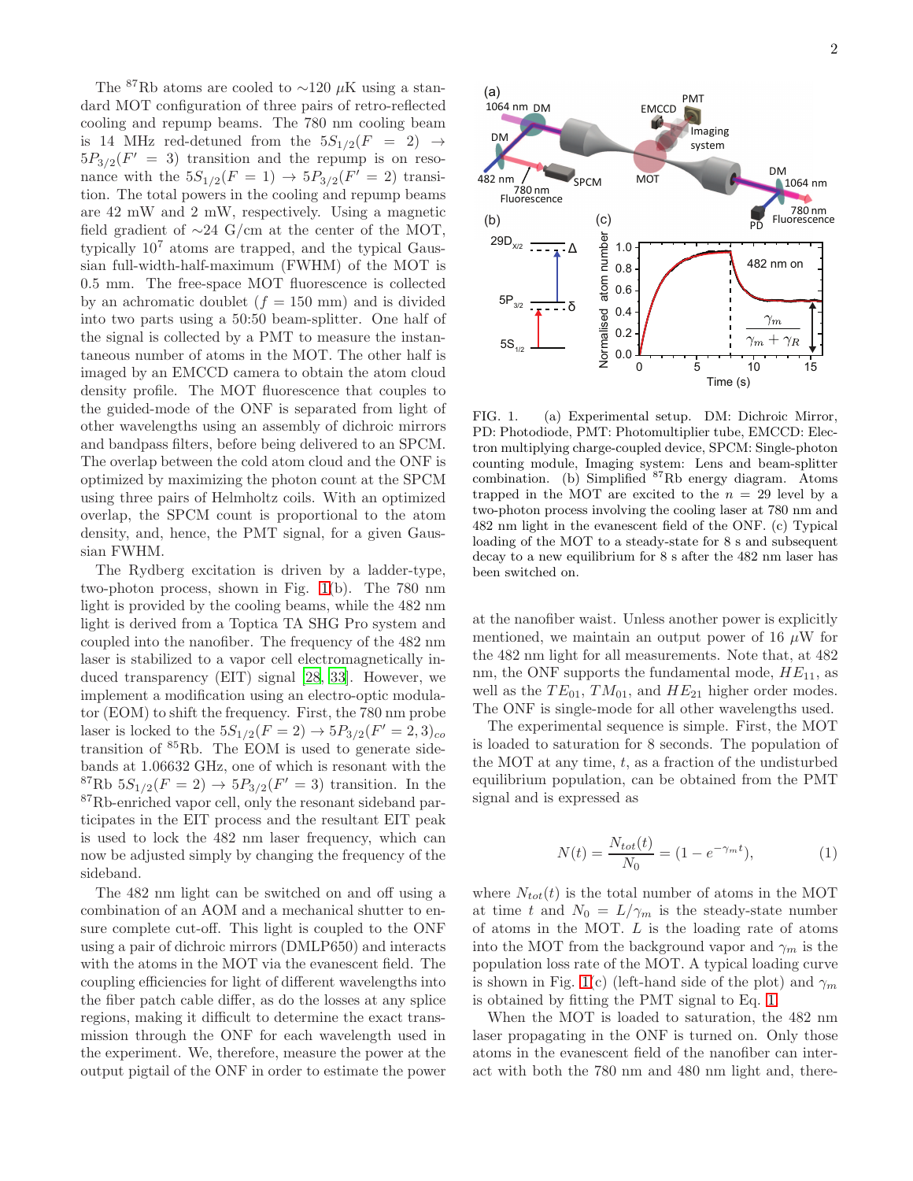The $^{87}$Rb atoms are cooled to $\sim$120 $\mu$K using a standard MOT configuration of three pairs of retro-reflected cooling and repump beams. The 780 nm cooling beam is 14 MHz red-detuned from the $5S_{1/2}(F = 2) \rightarrow 5P_{3/2}(F' = 3)$ transition and the repump is on resonance with the $5S_{1/2}(F = 1) \rightarrow 5P_{3/2}(F' = 2)$ transition. The total powers in the cooling and repump beams are 42 mW and 2 mW, respectively. Using a magnetic field gradient of $\sim$24 G/cm at the center of the MOT, typically $10^7$ atoms are trapped, and the typical Gaussian full-width-half-maximum (FWHM) of the MOT is 0.5 mm. The free-space MOT fluorescence is collected by an achromatic doublet ($f$ = 150 mm) and is divided into two parts using a 50:50 beam-splitter. One half of the signal is collected by a PMT to measure the instantaneous number of atoms in the MOT. The other half is imaged by an EMCCD camera to obtain the atom cloud density profile. The MOT fluorescence that couples to the guided-mode of the ONF is separated from light of other wavelengths using an assembly of dichroic mirrors and bandpass filters, before being delivered to an SPCM. The overlap between the cold atom cloud and the ONF is optimized by maximizing the photon count at the SPCM using three pairs of Helmholtz coils. With an optimized overlap, the SPCM count is proportional to the atom density, and, hence, the PMT signal, for a given Gaussian FWHM.

The Rydberg excitation is driven by a ladder-type, two-photon process, shown in Fig. 1(b). The 780 nm light is provided by the cooling beams, while the 482 nm light is derived from a Toptica TA SHG Pro system and coupled into the nanofiber. The frequency of the 482 nm laser is stabilized to a vapor cell electromagnetically induced transparency (EIT) signal [28, 33]. However, we implement a modification using an electro-optic modulator (EOM) to shift the frequency. First, the 780 nm probe laser is locked to the $5S_{1/2}(F = 2) \rightarrow 5P_{3/2}(F' = 2, 3)_{co}$ transition of $^{85}$Rb. The EOM is used to generate sidebands at 1.06632 GHz, one of which is resonant with the $^{87}$Rb $5S_{1/2}(F = 2) \rightarrow 5P_{3/2}(F' = 3)$ transition. In the $^{87}$Rb-enriched vapor cell, only the resonant sideband participates in the EIT process and the resultant EIT peak is used to lock the 482 nm laser frequency, which can now be adjusted simply by changing the frequency of the sideband.

The 482 nm light can be switched on and off using a combination of an AOM and a mechanical shutter to ensure complete cut-off. This light is coupled to the ONF using a pair of dichroic mirrors (DMLP650) and interacts with the atoms in the MOT via the evanescent field. The coupling efficiencies for light of different wavelengths into the fiber patch cable differ, as do the losses at any splice regions, making it difficult to determine the exact transmission through the ONF for each wavelength used in the experiment. We, therefore, measure the power at the output pigtail of the ONF in order to estimate the power at the nanofiber waist. Unless another power is explicitly mentioned, we maintain an output power of 16 $\mu$W for the 482 nm light for all measurements. Note that, at 482 nm, the ONF supports the fundamental mode, $HE_{11}$, as well as the $TE_{01}$, $TM_{01}$, and $HE_{21}$ higher order modes. The ONF is single-mode for all other wavelengths used.

FIG. 1. (a) Experimental setup. DM: Dichroic Mirror, PD: Photodiode, PMT: Photomultiplier tube, EMCCD: Electron multiplying charge-coupled device, SPCM: Single-photon counting module, Imaging system: Lens and beam-splitter combination. (b) Simplified $^{87}$Rb energy diagram. Atoms trapped in the MOT are excited to the $n = 29$ level by a two-photon process involving the cooling laser at 780 nm and 482 nm light in the evanescent field of the ONF. (c) Typical loading of the MOT to a steady-state for 8 s and subsequent decay to a new equilibrium for 8 s after the 482 nm laser has been switched on.

The experimental sequence is simple. First, the MOT is loaded to saturation for 8 seconds. The population of the MOT at any time, $t$, as a fraction of the undisturbed equilibrium population, can be obtained from the PMT signal and is expressed as

$$N(t) = \frac{N_{tot}(t)}{N_0} = (1 - e^{-\gamma_m t}), \tag{1}$$

where $N_{tot}(t)$ is the total number of atoms in the MOT at time $t$ and $N_0 = L/\gamma_m$ is the steady-state number of atoms in the MOT. $L$ is the loading rate of atoms into the MOT from the background vapor and $\gamma_m$ is the population loss rate of the MOT. A typical loading curve is shown in Fig. 1(c) (left-hand side of the plot) and $\gamma_m$ is obtained by fitting the PMT signal to Eq. 1.

When the MOT is loaded to saturation, the 482 nm laser propagating in the ONF is turned on. Only those atoms in the evanescent field of the nanofiber can interact with both the 780 nm and 480 nm light and, there-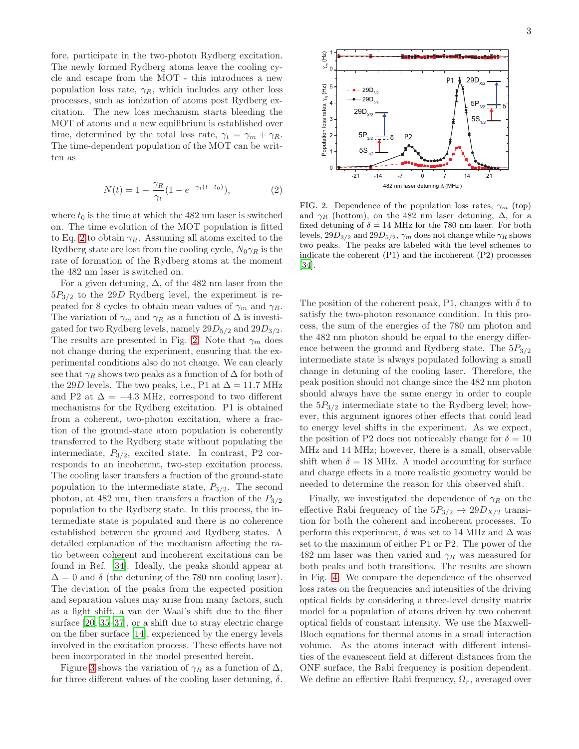fore, participate in the two-photon Rydberg excitation. The newly formed Rydberg atoms leave the cooling cycle and escape from the MOT - this introduces a new population loss rate, $\gamma_R$, which includes any other loss processes, such as ionization of atoms post Rydberg excitation. The new loss mechanism starts bleeding the MOT of atoms and a new equilibrium is established over time, determined by the total loss rate, $\gamma_t = \gamma_m + \gamma_R$. The time-dependent population of the MOT can be written as

$$N(t) = 1 - \frac{\gamma_R}{\gamma_t}(1 - e^{-\gamma_t(t-t_0)}), \tag{2}$$

where $t_0$ is the time at which the 482 nm laser is switched on. The time evolution of the MOT population is fitted to Eq. 2 to obtain $\gamma_R$. Assuming all atoms excited to the Rydberg state are lost from the cooling cycle, $N_0\gamma_R$ is the rate of formation of the Rydberg atoms at the moment the 482 nm laser is switched on.

For a given detuning, $\Delta$, of the 482 nm laser from the $5P_{3/2}$ to the $29D$ Rydberg level, the experiment is repeated for 8 cycles to obtain mean values of $\gamma_m$ and $\gamma_R$. The variation of $\gamma_m$ and $\gamma_R$ as a function of $\Delta$ is investigated for two Rydberg levels, namely $29D_{5/2}$ and $29D_{3/2}$. The results are presented in Fig. 2. Note that $\gamma_m$ does not change during the experiment, ensuring that the experimental conditions also do not change. We can clearly see that $\gamma_R$ shows two peaks as a function of $\Delta$ for both of the $29D$ levels. The two peaks, i.e., P1 at $\Delta = 11.7$ MHz and P2 at $\Delta = -4.3$ MHz, correspond to two different mechanisms for the Rydberg excitation. P1 is obtained from a coherent, two-photon excitation, where a fraction of the ground-state atom population is coherently transferred to the Rydberg state without populating the intermediate, $P_{3/2}$, excited state. In contrast, P2 corresponds to an incoherent, two-step excitation process. The cooling laser transfers a fraction of the ground-state population to the intermediate state, $P_{3/2}$. The second photon, at 482 nm, then transfers a fraction of the $P_{3/2}$ population to the Rydberg state. In this process, the intermediate state is populated and there is no coherence established between the ground and Rydberg states. A detailed explanation of the mechanism affecting the ratio between coherent and incoherent excitations can be found in Ref. [34]. Ideally, the peaks should appear at $\Delta = 0$ and $\delta$ (the detuning of the 780 nm cooling laser). The deviation of the peaks from the expected position and separation values may arise from many factors, such as a light shift, a van der Waal's shift due to the fiber surface [20, 35–37], or a shift due to stray electric charge on the fiber surface [14], experienced by the energy levels involved in the excitation process. These effects have not been incorporated in the model presented herein.

Figure 3 shows the variation of $\gamma_R$ as a function of $\Delta$, for three different values of the cooling laser detuning, $\delta$.

FIG. 2. Dependence of the population loss rates, $\gamma_m$ (top) and $\gamma_R$ (bottom), on the 482 nm laser detuning, $\Delta$, for a fixed detuning of $\delta = 14$ MHz for the 780 nm laser. For both levels, $29D_{3/2}$ and $29D_{5/2}$, $\gamma_m$ does not change while $\gamma_R$ shows two peaks. The peaks are labeled with the level schemes to indicate the coherent (P1) and the incoherent (P2) processes [34].

The position of the coherent peak, P1, changes with $\delta$ to satisfy the two-photon resonance condition. In this process, the sum of the energies of the 780 nm photon and the 482 nm photon should be equal to the energy difference between the ground and Rydberg state. The $5P_{3/2}$ intermediate state is always populated following a small change in detuning of the cooling laser. Therefore, the peak position should not change since the 482 nm photon should always have the same energy in order to couple the $5P_{3/2}$ intermediate state to the Rydberg level; however, this argument ignores other effects that could lead to energy level shifts in the experiment. As we expect, the position of P2 does not noticeably change for $\delta = 10$ MHz and 14 MHz; however, there is a small, observable shift when $\delta = 18$ MHz. A model accounting for surface and charge effects in a more realistic geometry would be needed to determine the reason for this observed shift.

Finally, we investigated the dependence of $\gamma_R$ on the effective Rabi frequency of the $5P_{3/2} \rightarrow 29D_{X/2}$ transition for both the coherent and incoherent processes. To perform this experiment, $\delta$ was set to 14 MHz and $\Delta$ was set to the maximum of either P1 or P2. The power of the 482 nm laser was then varied and $\gamma_R$ was measured for both peaks and both transitions. The results are shown in Fig. 4. We compare the dependence of the observed loss rates on the frequencies and intensities of the driving optical fields by considering a three-level density matrix model for a population of atoms driven by two coherent optical fields of constant intensity. We use the Maxwell-Bloch equations for thermal atoms in a small interaction volume. As the atoms interact with different intensities of the evanescent field at different distances from the ONF surface, the Rabi frequency is position dependent. We define an effective Rabi frequency, $\Omega_r$, averaged over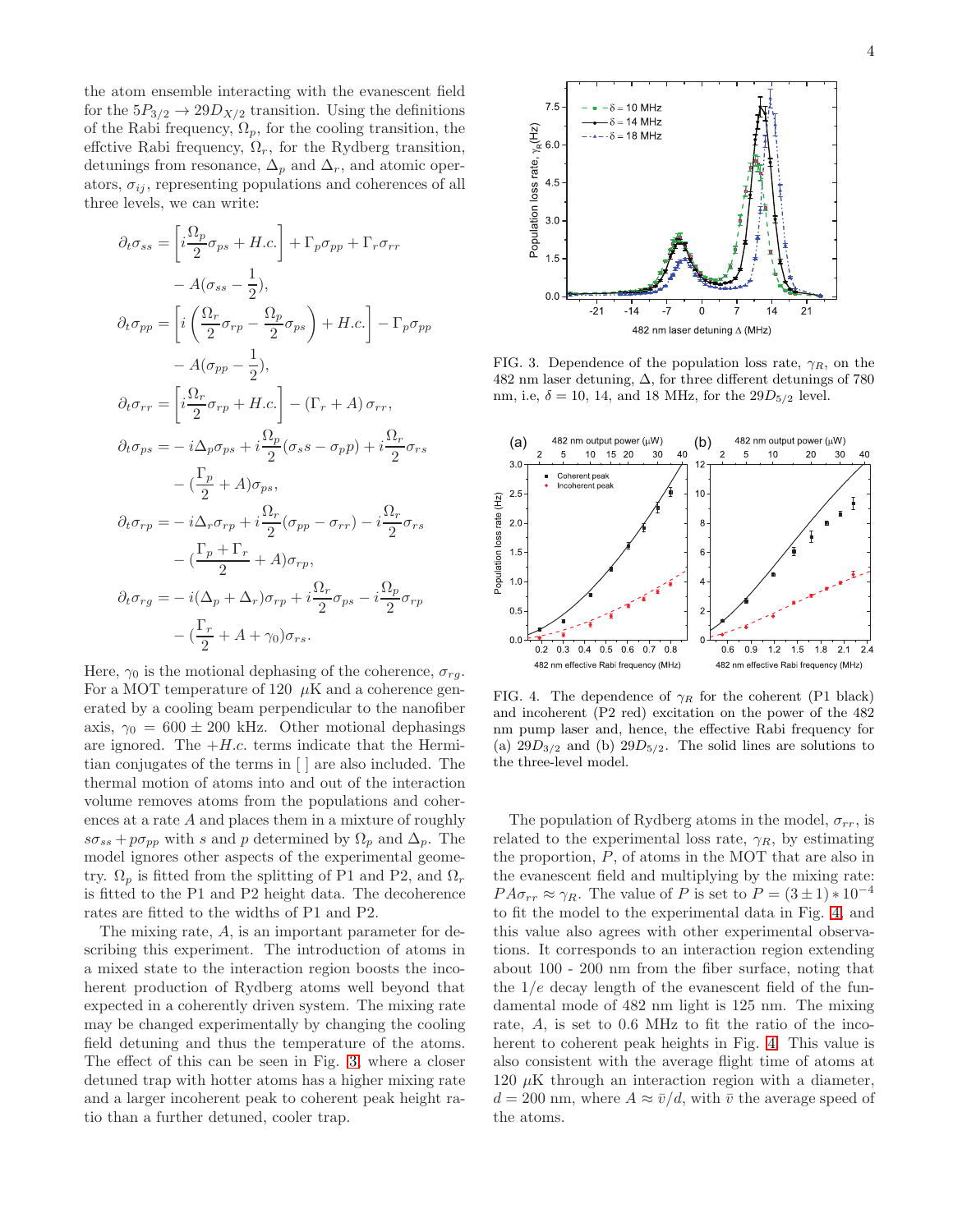the atom ensemble interacting with the evanescent field for the $5P_{3/2} \rightarrow 29D_{X/2}$ transition. Using the definitions of the Rabi frequency, $\Omega_p$, for the cooling transition, the effctive Rabi frequency, $\Omega_r$, for the Rydberg transition, detunings from resonance, $\Delta_p$ and $\Delta_r$, and atomic operators, $\sigma_{ij}$, representing populations and coherences of all three levels, we can write:

$$
\begin{aligned}
\partial_t \sigma_{ss} =& \left[ i\frac{\Omega_p}{2}\sigma_{ps} + H.c. \right] + \Gamma_p \sigma_{pp} + \Gamma_r \sigma_{rr} \\
& - A(\sigma_{ss} - \frac{1}{2}), \\
\partial_t \sigma_{pp} =& \left[ i\left( \frac{\Omega_r}{2}\sigma_{rp} - \frac{\Omega_p}{2}\sigma_{ps} \right) + H.c. \right] - \Gamma_p \sigma_{pp} \\
& - A(\sigma_{pp} - \frac{1}{2}), \\
\partial_t \sigma_{rr} =& \left[ i\frac{\Omega_r}{2}\sigma_{rp} + H.c. \right] - (\Gamma_r + A)\,\sigma_{rr}, \\
\partial_t \sigma_{ps} =& -i\Delta_p \sigma_{ps} + i\frac{\Omega_p}{2}(\sigma_s s - \sigma_p p) + i\frac{\Omega_r}{2}\sigma_{rs} \\
& - (\frac{\Gamma_p}{2} + A)\sigma_{ps}, \\
\partial_t \sigma_{rp} =& -i\Delta_r \sigma_{rp} + i\frac{\Omega_r}{2}(\sigma_{pp} - \sigma_{rr}) - i\frac{\Omega_r}{2}\sigma_{rs} \\
& - (\frac{\Gamma_p + \Gamma_r}{2} + A)\sigma_{rp}, \\
\partial_t \sigma_{rg} =& -i(\Delta_p + \Delta_r)\sigma_{rp} + i\frac{\Omega_r}{2}\sigma_{ps} - i\frac{\Omega_p}{2}\sigma_{rp} \\
& - (\frac{\Gamma_r}{2} + A + \gamma_0)\sigma_{rs}.
\end{aligned}
$$

Here, $\gamma_0$ is the motional dephasing of the coherence, $\sigma_{rg}$. For a MOT temperature of 120 $\mu$K and a coherence generated by a cooling beam perpendicular to the nanofiber axis, $\gamma_0 = 600 \pm 200$ kHz. Other motional dephasings are ignored. The $+H.c.$ terms indicate that the Hermitian conjugates of the terms in [ ] are also included. The thermal motion of atoms into and out of the interaction volume removes atoms from the populations and coherences at a rate $A$ and places them in a mixture of roughly $s\sigma_{ss} + p\sigma_{pp}$ with $s$ and $p$ determined by $\Omega_p$ and $\Delta_p$. The model ignores other aspects of the experimental geometry. $\Omega_p$ is fitted from the splitting of P1 and P2, and $\Omega_r$ is fitted to the P1 and P2 height data. The decoherence rates are fitted to the widths of P1 and P2.

The mixing rate, $A$, is an important parameter for describing this experiment. The introduction of atoms in a mixed state to the interaction region boosts the incoherent production of Rydberg atoms well beyond that expected in a coherently driven system. The mixing rate may be changed experimentally by changing the cooling field detuning and thus the temperature of the atoms. The effect of this can be seen in Fig. 3, where a closer detuned trap with hotter atoms has a higher mixing rate and a larger incoherent peak to coherent peak height ratio than a further detuned, cooler trap.

FIG. 3. Dependence of the population loss rate, $\gamma_R$, on the 482 nm laser detuning, $\Delta$, for three different detunings of 780 nm, i.e, $\delta$ = 10, 14, and 18 MHz, for the $29D_{5/2}$ level.

FIG. 4. The dependence of $\gamma_R$ for the coherent (P1 black) and incoherent (P2 red) excitation on the power of the 482 nm pump laser and, hence, the effective Rabi frequency for (a) $29D_{3/2}$ and (b) $29D_{5/2}$. The solid lines are solutions to the three-level model.

The population of Rydberg atoms in the model, $\sigma_{rr}$, is related to the experimental loss rate, $\gamma_R$, by estimating the proportion, $P$, of atoms in the MOT that are also in the evanescent field and multiplying by the mixing rate: $PA\sigma_{rr} \approx \gamma_R$. The value of $P$ is set to $P = (3 \pm 1) * 10^{-4}$ to fit the model to the experimental data in Fig. 4, and this value also agrees with other experimental observations. It corresponds to an interaction region extending about 100 - 200 nm from the fiber surface, noting that the $1/e$ decay length of the evanescent field of the fundamental mode of 482 nm light is 125 nm. The mixing rate, $A$, is set to 0.6 MHz to fit the ratio of the incoherent to coherent peak heights in Fig. 4. This value is also consistent with the average flight time of atoms at 120 $\mu$K through an interaction region with a diameter, $d = 200$ nm, where $A \approx \bar{v}/d$, with $\bar{v}$ the average speed of the atoms.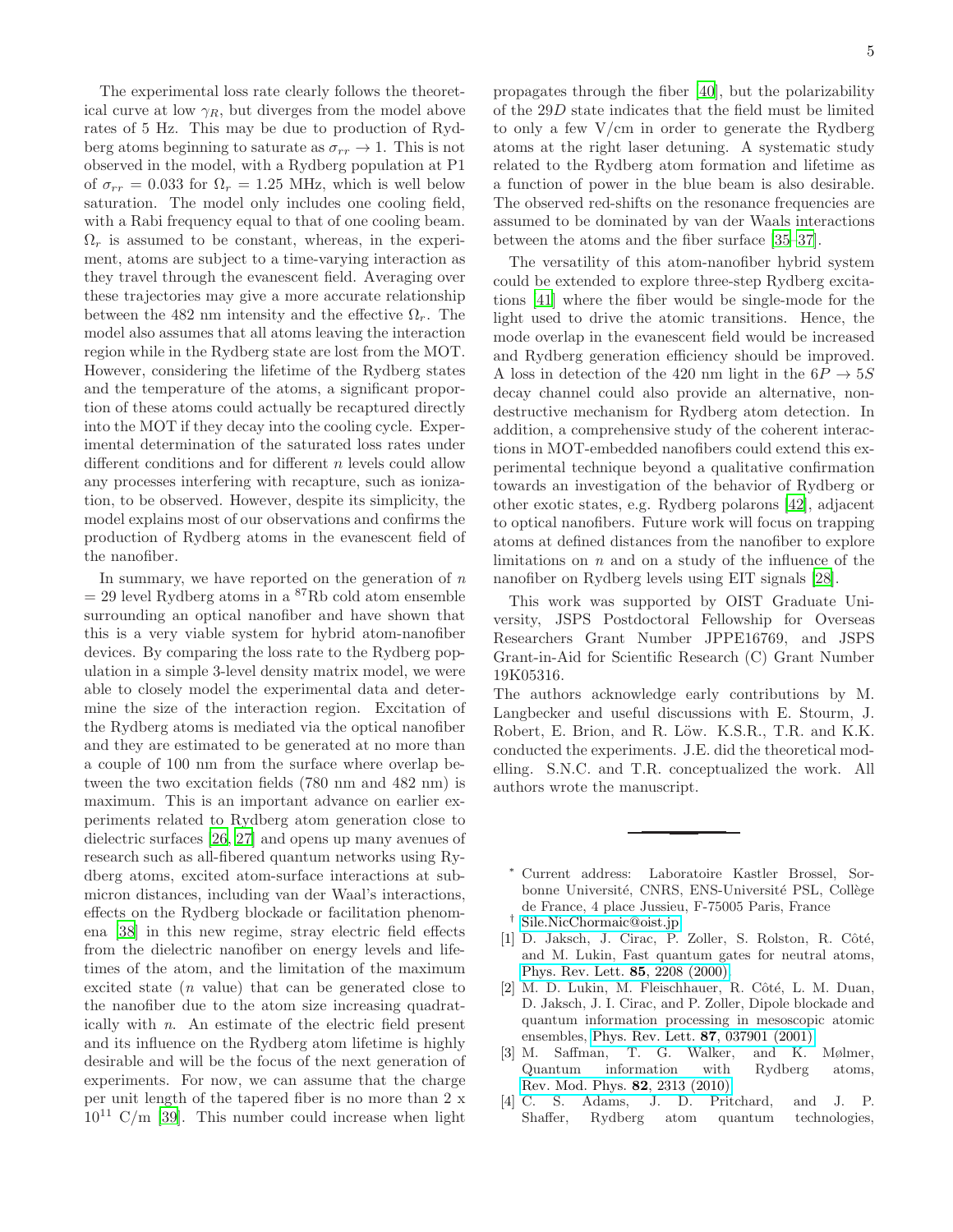The experimental loss rate clearly follows the theoretical curve at low $\gamma_R$, but diverges from the model above rates of 5 Hz. This may be due to production of Rydberg atoms beginning to saturate as $\sigma_{rr} \to 1$. This is not observed in the model, with a Rydberg population at P1 of $\sigma_{rr} = 0.033$ for $\Omega_r = 1.25$ MHz, which is well below saturation. The model only includes one cooling field, with a Rabi frequency equal to that of one cooling beam. $\Omega_r$ is assumed to be constant, whereas, in the experiment, atoms are subject to a time-varying interaction as they travel through the evanescent field. Averaging over these trajectories may give a more accurate relationship between the 482 nm intensity and the effective $\Omega_r$. The model also assumes that all atoms leaving the interaction region while in the Rydberg state are lost from the MOT. However, considering the lifetime of the Rydberg states and the temperature of the atoms, a significant proportion of these atoms could actually be recaptured directly into the MOT if they decay into the cooling cycle. Experimental determination of the saturated loss rates under different conditions and for different $n$ levels could allow any processes interfering with recapture, such as ionization, to be observed. However, despite its simplicity, the model explains most of our observations and confirms the production of Rydberg atoms in the evanescent field of the nanofiber.

In summary, we have reported on the generation of $n = 29$ level Rydberg atoms in a $^{87}$Rb cold atom ensemble surrounding an optical nanofiber and have shown that this is a very viable system for hybrid atom-nanofiber devices. By comparing the loss rate to the Rydberg population in a simple 3-level density matrix model, we were able to closely model the experimental data and determine the size of the interaction region. Excitation of the Rydberg atoms is mediated via the optical nanofiber and they are estimated to be generated at no more than a couple of 100 nm from the surface where overlap between the two excitation fields (780 nm and 482 nm) is maximum. This is an important advance on earlier experiments related to Rydberg atom generation close to dielectric surfaces [26, 27] and opens up many avenues of research such as all-fibered quantum networks using Rydberg atoms, excited atom-surface interactions at submicron distances, including van der Waal's interactions, effects on the Rydberg blockade or facilitation phenomena [38] in this new regime, stray electric field effects from the dielectric nanofiber on energy levels and lifetimes of the atom, and the limitation of the maximum excited state ($n$ value) that can be generated close to the nanofiber due to the atom size increasing quadratically with $n$. An estimate of the electric field present and its influence on the Rydberg atom lifetime is highly desirable and will be the focus of the next generation of experiments. For now, we can assume that the charge per unit length of the tapered fiber is no more than 2 x $10^{11}$ C/m [39]. This number could increase when light propagates through the fiber [40], but the polarizability of the $29D$ state indicates that the field must be limited to only a few V/cm in order to generate the Rydberg atoms at the right laser detuning. A systematic study related to the Rydberg atom formation and lifetime as a function of power in the blue beam is also desirable. The observed red-shifts on the resonance frequencies are assumed to be dominated by van der Waals interactions between the atoms and the fiber surface [35–37].

The versatility of this atom-nanofiber hybrid system could be extended to explore three-step Rydberg excitations [41] where the fiber would be single-mode for the light used to drive the atomic transitions. Hence, the mode overlap in the evanescent field would be increased and Rydberg generation efficiency should be improved. A loss in detection of the 420 nm light in the $6P \to 5S$ decay channel could also provide an alternative, nondestructive mechanism for Rydberg atom detection. In addition, a comprehensive study of the coherent interactions in MOT-embedded nanofibers could extend this experimental technique beyond a qualitative confirmation towards an investigation of the behavior of Rydberg or other exotic states, e.g. Rydberg polarons [42], adjacent to optical nanofibers. Future work will focus on trapping atoms at defined distances from the nanofiber to explore limitations on $n$ and on a study of the influence of the nanofiber on Rydberg levels using EIT signals [28].

This work was supported by OIST Graduate University, JSPS Postdoctoral Fellowship for Overseas Researchers Grant Number JPPE16769, and JSPS Grant-in-Aid for Scientific Research (C) Grant Number 19K05316.

The authors acknowledge early contributions by M. Langbecker and useful discussions with E. Stourm, J. Robert, E. Brion, and R. Löw. K.S.R., T.R. and K.K. conducted the experiments. J.E. did the theoretical modelling. S.N.C. and T.R. conceptualized the work. All authors wrote the manuscript.

---

[*] Current address: Laboratoire Kastler Brossel, Sorbonne Université, CNRS, ENS-Université PSL, Collège de France, 4 place Jussieu, F-75005 Paris, France

[†] Sile.NicChormaic@oist.jp

[1] D. Jaksch, J. Cirac, P. Zoller, S. Rolston, R. Côté, and M. Lukin, Fast quantum gates for neutral atoms, Phys. Rev. Lett. **85**, 2208 (2000).

[2] M. D. Lukin, M. Fleischhauer, R. Côté, L. M. Duan, D. Jaksch, J. I. Cirac, and P. Zoller, Dipole blockade and quantum information processing in mesoscopic atomic ensembles, Phys. Rev. Lett. **87**, 037901 (2001).

[3] M. Saffman, T. G. Walker, and K. Mølmer, Quantum information with Rydberg atoms, Rev. Mod. Phys. **82**, 2313 (2010).

[4] C. S. Adams, J. D. Pritchard, and J. P. Shaffer, Rydberg atom quantum technologies,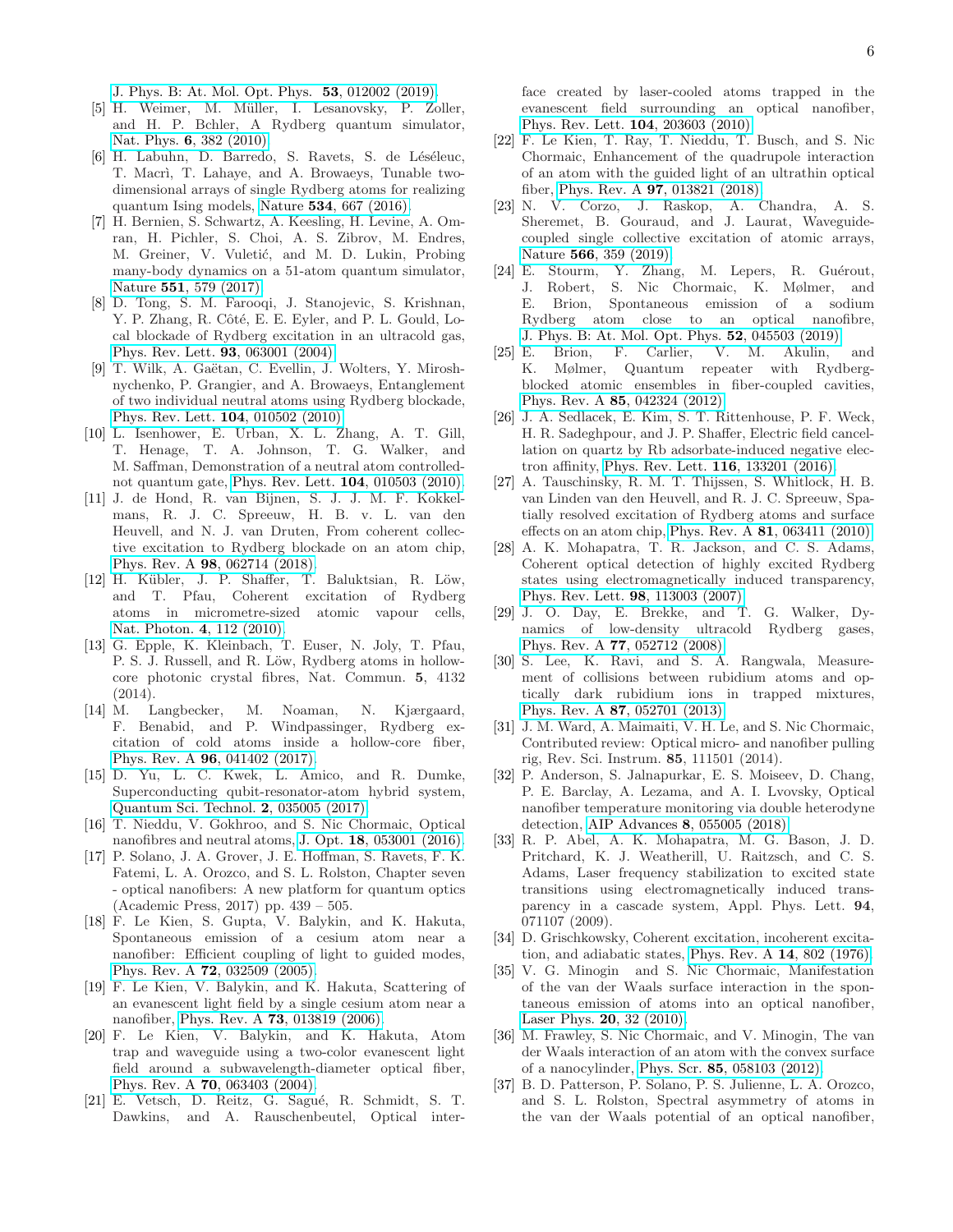J. Phys. B: At. Mol. Opt. Phys. **53**, 012002 (2019).

[5] H. Weimer, M. Müller, I. Lesanovsky, P. Zoller, and H. P. Bchler, A Rydberg quantum simulator, Nat. Phys. **6**, 382 (2010).

[6] H. Labuhn, D. Barredo, S. Ravets, S. de Léséleuc, T. Macrì, T. Lahaye, and A. Browaeys, Tunable two-dimensional arrays of single Rydberg atoms for realizing quantum Ising models, Nature **534**, 667 (2016).

[7] H. Bernien, S. Schwartz, A. Keesling, H. Levine, A. Omran, H. Pichler, S. Choi, A. S. Zibrov, M. Endres, M. Greiner, V. Vuletić, and M. D. Lukin, Probing many-body dynamics on a 51-atom quantum simulator, Nature **551**, 579 (2017).

[8] D. Tong, S. M. Farooqi, J. Stanojevic, S. Krishnan, Y. P. Zhang, R. Côté, E. E. Eyler, and P. L. Gould, Local blockade of Rydberg excitation in an ultracold gas, Phys. Rev. Lett. **93**, 063001 (2004).

[9] T. Wilk, A. Gaëtan, C. Evellin, J. Wolters, Y. Miroshnychenko, P. Grangier, and A. Browaeys, Entanglement of two individual neutral atoms using Rydberg blockade, Phys. Rev. Lett. **104**, 010502 (2010).

[10] L. Isenhower, E. Urban, X. L. Zhang, A. T. Gill, T. Henage, T. A. Johnson, T. G. Walker, and M. Saffman, Demonstration of a neutral atom controlled-not quantum gate, Phys. Rev. Lett. **104**, 010503 (2010).

[11] J. de Hond, R. van Bijnen, S. J. J. M. F. Kokkelmans, R. J. C. Spreeuw, H. B. v. L. van den Heuvell, and N. J. van Druten, From coherent collective excitation to Rydberg blockade on an atom chip, Phys. Rev. A **98**, 062714 (2018).

[12] H. Kübler, J. P. Shaffer, T. Baluktsian, R. Löw, and T. Pfau, Coherent excitation of Rydberg atoms in micrometre-sized atomic vapour cells, Nat. Photon. **4**, 112 (2010).

[13] G. Epple, K. Kleinbach, T. Euser, N. Joly, T. Pfau, P. S. J. Russell, and R. Löw, Rydberg atoms in hollow-core photonic crystal fibres, Nat. Commun. **5**, 4132 (2014).

[14] M. Langbecker, M. Noaman, N. Kjærgaard, F. Benabid, and P. Windpassinger, Rydberg excitation of cold atoms inside a hollow-core fiber, Phys. Rev. A **96**, 041402 (2017).

[15] D. Yu, L. C. Kwek, L. Amico, and R. Dumke, Superconducting qubit-resonator-atom hybrid system, Quantum Sci. Technol. **2**, 035005 (2017).

[16] T. Nieddu, V. Gokhroo, and S. Nic Chormaic, Optical nanofibres and neutral atoms, J. Opt. **18**, 053001 (2016).

[17] P. Solano, J. A. Grover, J. E. Hoffman, S. Ravets, F. K. Fatemi, L. A. Orozco, and S. L. Rolston, Chapter seven - optical nanofibers: A new platform for quantum optics (Academic Press, 2017) pp. 439 – 505.

[18] F. Le Kien, S. Gupta, V. Balykin, and K. Hakuta, Spontaneous emission of a cesium atom near a nanofiber: Efficient coupling of light to guided modes, Phys. Rev. A **72**, 032509 (2005).

[19] F. Le Kien, V. Balykin, and K. Hakuta, Scattering of an evanescent light field by a single cesium atom near a nanofiber, Phys. Rev. A **73**, 013819 (2006).

[20] F. Le Kien, V. Balykin, and K. Hakuta, Atom trap and waveguide using a two-color evanescent light field around a subwavelength-diameter optical fiber, Phys. Rev. A **70**, 063403 (2004).

[21] E. Vetsch, D. Reitz, G. Sagué, R. Schmidt, S. T. Dawkins, and A. Rauschenbeutel, Optical interface created by laser-cooled atoms trapped in the evanescent field surrounding an optical nanofiber, Phys. Rev. Lett. **104**, 203603 (2010).

[22] F. Le Kien, T. Ray, T. Nieddu, T. Busch, and S. Nic Chormaic, Enhancement of the quadrupole interaction of an atom with the guided light of an ultrathin optical fiber, Phys. Rev. A **97**, 013821 (2018).

[23] N. V. Corzo, J. Raskop, A. Chandra, A. S. Sheremet, B. Gouraud, and J. Laurat, Waveguide-coupled single collective excitation of atomic arrays, Nature **566**, 359 (2019).

[24] E. Stourm, Y. Zhang, M. Lepers, R. Guérout, J. Robert, S. Nic Chormaic, K. Mølmer, and E. Brion, Spontaneous emission of a sodium Rydberg atom close to an optical nanofibre, J. Phys. B: At. Mol. Opt. Phys. **52**, 045503 (2019).

[25] E. Brion, F. Carlier, V. M. Akulin, and K. Mølmer, Quantum repeater with Rydberg-blocked atomic ensembles in fiber-coupled cavities, Phys. Rev. A **85**, 042324 (2012).

[26] J. A. Sedlacek, E. Kim, S. T. Rittenhouse, P. F. Weck, H. R. Sadeghpour, and J. P. Shaffer, Electric field cancellation on quartz by Rb adsorbate-induced negative electron affinity, Phys. Rev. Lett. **116**, 133201 (2016).

[27] A. Tauschinsky, R. M. T. Thijssen, S. Whitlock, H. B. van Linden van den Heuvell, and R. J. C. Spreeuw, Spatially resolved excitation of Rydberg atoms and surface effects on an atom chip, Phys. Rev. A **81**, 063411 (2010).

[28] A. K. Mohapatra, T. R. Jackson, and C. S. Adams, Coherent optical detection of highly excited Rydberg states using electromagnetically induced transparency, Phys. Rev. Lett. **98**, 113003 (2007).

[29] J. O. Day, E. Brekke, and T. G. Walker, Dynamics of low-density ultracold Rydberg gases, Phys. Rev. A **77**, 052712 (2008).

[30] S. Lee, K. Ravi, and S. A. Rangwala, Measurement of collisions between rubidium atoms and optically dark rubidium ions in trapped mixtures, Phys. Rev. A **87**, 052701 (2013).

[31] J. M. Ward, A. Maimaiti, V. H. Le, and S. Nic Chormaic, Contributed review: Optical micro- and nanofiber pulling rig, Rev. Sci. Instrum. **85**, 111501 (2014).

[32] P. Anderson, S. Jalnapurkar, E. S. Moiseev, D. Chang, P. E. Barclay, A. Lezama, and A. I. Lvovsky, Optical nanofiber temperature monitoring via double heterodyne detection, AIP Advances **8**, 055005 (2018).

[33] R. P. Abel, A. K. Mohapatra, M. G. Bason, J. D. Pritchard, K. J. Weatherill, U. Raitzsch, and C. S. Adams, Laser frequency stabilization to excited state transitions using electromagnetically induced transparency in a cascade system, Appl. Phys. Lett. **94**, 071107 (2009).

[34] D. Grischkowsky, Coherent excitation, incoherent excitation, and adiabatic states, Phys. Rev. A **14**, 802 (1976).

[35] V. G. Minogin and S. Nic Chormaic, Manifestation of the van der Waals surface interaction in the spontaneous emission of atoms into an optical nanofiber, Laser Phys. **20**, 32 (2010).

[36] M. Frawley, S. Nic Chormaic, and V. Minogin, The van der Waals interaction of an atom with the convex surface of a nanocylinder, Phys. Scr. **85**, 058103 (2012).

[37] B. D. Patterson, P. Solano, P. S. Julienne, L. A. Orozco, and S. L. Rolston, Spectral asymmetry of atoms in the van der Waals potential of an optical nanofiber,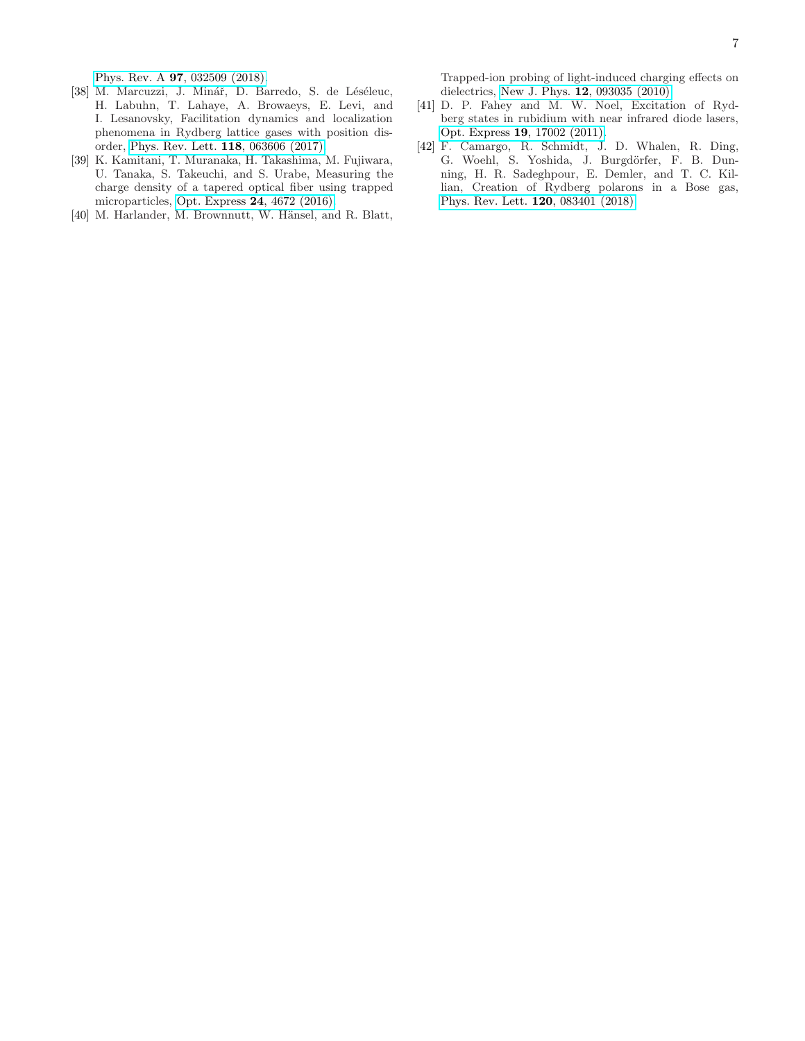Phys. Rev. A **97**, 032509 (2018).

[38] M. Marcuzzi, J. Minář, D. Barredo, S. de Léséleuc, H. Labuhn, T. Lahaye, A. Browaeys, E. Levi, and I. Lesanovsky, Facilitation dynamics and localization phenomena in Rydberg lattice gases with position disorder, Phys. Rev. Lett. **118**, 063606 (2017).

[39] K. Kamitani, T. Muranaka, H. Takashima, M. Fujiwara, U. Tanaka, S. Takeuchi, and S. Urabe, Measuring the charge density of a tapered optical fiber using trapped microparticles, Opt. Express **24**, 4672 (2016).

[40] M. Harlander, M. Brownnutt, W. Hänsel, and R. Blatt, Trapped-ion probing of light-induced charging effects on dielectrics, New J. Phys. **12**, 093035 (2010).

[41] D. P. Fahey and M. W. Noel, Excitation of Rydberg states in rubidium with near infrared diode lasers, Opt. Express **19**, 17002 (2011).

[42] F. Camargo, R. Schmidt, J. D. Whalen, R. Ding, G. Woehl, S. Yoshida, J. Burgdörfer, F. B. Dunning, H. R. Sadeghpour, E. Demler, and T. C. Killian, Creation of Rydberg polarons in a Bose gas, Phys. Rev. Lett. **120**, 083401 (2018).